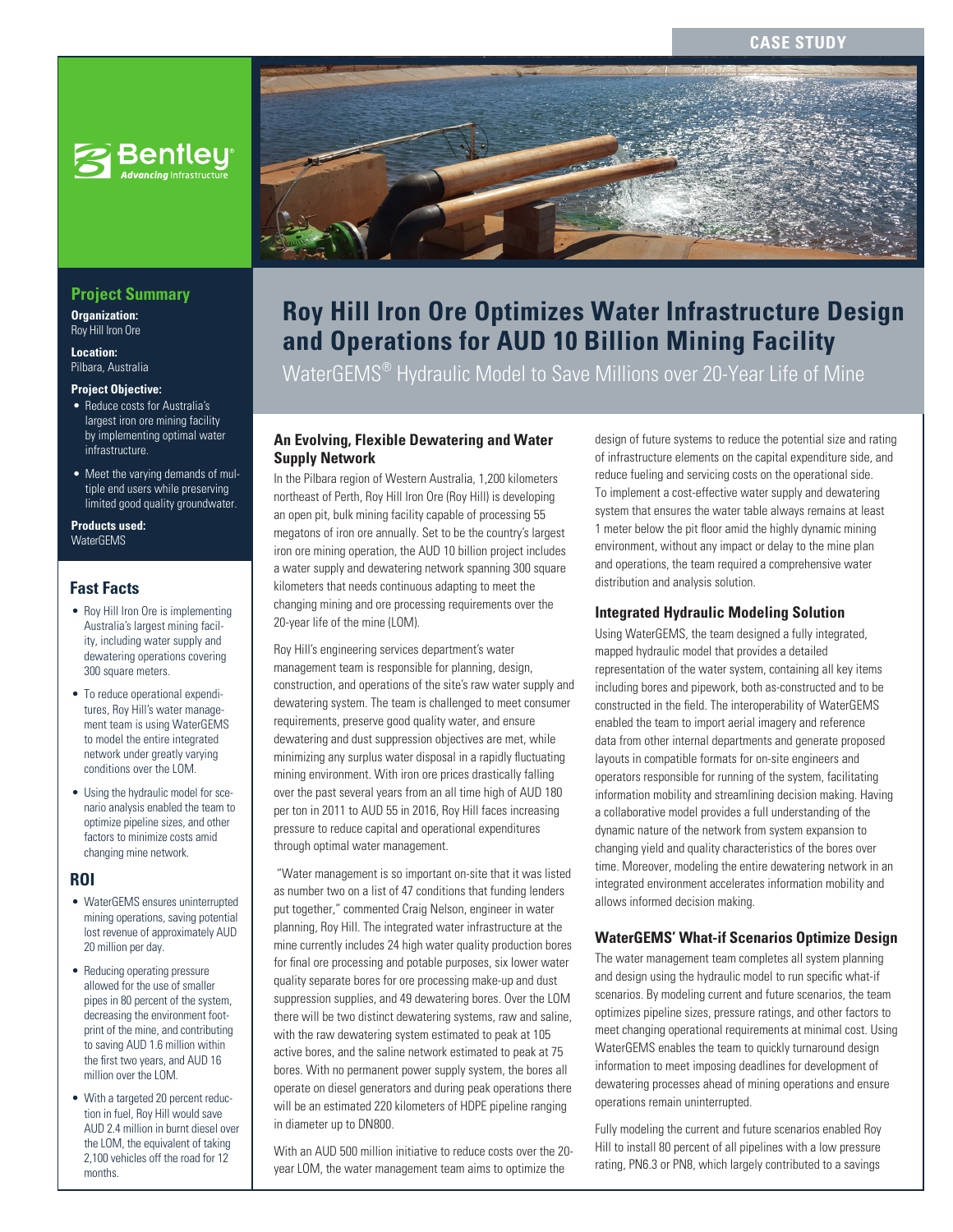CASE STUDY

# Roy Hill Iron Ore Optimizes Water Infrastructure Design and Operations for AUD 10 Billion Mining Facility

WaterGEMS® Hydraulic Model to Save Millions over 20-Year Life of Mine

## Project Summary

**Organization:**
Roy Hill Iron Ore

**Location:**
Pilbara, Australia

**Project Objective:**

- Reduce costs for Australia's largest iron ore mining facility by implementing optimal water infrastructure.
- Meet the varying demands of multiple end users while preserving limited good quality groundwater.

**Products used:**
WaterGEMS

## Fast Facts

- Roy Hill Iron Ore is implementing Australia's largest mining facility, including water supply and dewatering operations covering 300 square meters.
- To reduce operational expenditures, Roy Hill's water management team is using WaterGEMS to model the entire integrated network under greatly varying conditions over the LOM.
- Using the hydraulic model for scenario analysis enabled the team to optimize pipeline sizes, and other factors to minimize costs amid changing mine network.

## ROI

- WaterGEMS ensures uninterrupted mining operations, saving potential lost revenue of approximately AUD 20 million per day.
- Reducing operating pressure allowed for the use of smaller pipes in 80 percent of the system, decreasing the environment footprint of the mine, and contributing to saving AUD 1.6 million within the first two years, and AUD 16 million over the LOM.
- With a targeted 20 percent reduction in fuel, Roy Hill would save AUD 2.4 million in burnt diesel over the LOM, the equivalent of taking 2,100 vehicles off the road for 12 months.

### An Evolving, Flexible Dewatering and Water Supply Network

In the Pilbara region of Western Australia, 1,200 kilometers northeast of Perth, Roy Hill Iron Ore (Roy Hill) is developing an open pit, bulk mining facility capable of processing 55 megatons of iron ore annually. Set to be the country's largest iron ore mining operation, the AUD 10 billion project includes a water supply and dewatering network spanning 300 square kilometers that needs continuous adapting to meet the changing mining and ore processing requirements over the 20-year life of the mine (LOM).

Roy Hill's engineering services department's water management team is responsible for planning, design, construction, and operations of the site's raw water supply and dewatering system. The team is challenged to meet consumer requirements, preserve good quality water, and ensure dewatering and dust suppression objectives are met, while minimizing any surplus water disposal in a rapidly fluctuating mining environment. With iron ore prices drastically falling over the past several years from an all time high of AUD 180 per ton in 2011 to AUD 55 in 2016, Roy Hill faces increasing pressure to reduce capital and operational expenditures through optimal water management.

"Water management is so important on-site that it was listed as number two on a list of 47 conditions that funding lenders put together," commented Craig Nelson, engineer in water planning, Roy Hill. The integrated water infrastructure at the mine currently includes 24 high water quality production bores for final ore processing and potable purposes, six lower water quality separate bores for ore processing make-up and dust suppression supplies, and 49 dewatering bores. Over the LOM there will be two distinct dewatering systems, raw and saline, with the raw dewatering system estimated to peak at 105 active bores, and the saline network estimated to peak at 75 bores. With no permanent power supply system, the bores all operate on diesel generators and during peak operations there will be an estimated 220 kilometers of HDPE pipeline ranging in diameter up to DN800.

With an AUD 500 million initiative to reduce costs over the 20-year LOM, the water management team aims to optimize the design of future systems to reduce the potential size and rating of infrastructure elements on the capital expenditure side, and reduce fueling and servicing costs on the operational side. To implement a cost-effective water supply and dewatering system that ensures the water table always remains at least 1 meter below the pit floor amid the highly dynamic mining environment, without any impact or delay to the mine plan and operations, the team required a comprehensive water distribution and analysis solution.

### Integrated Hydraulic Modeling Solution

Using WaterGEMS, the team designed a fully integrated, mapped hydraulic model that provides a detailed representation of the water system, containing all key items including bores and pipework, both as-constructed and to be constructed in the field. The interoperability of WaterGEMS enabled the team to import aerial imagery and reference data from other internal departments and generate proposed layouts in compatible formats for on-site engineers and operators responsible for running of the system, facilitating information mobility and streamlining decision making. Having a collaborative model provides a full understanding of the dynamic nature of the network from system expansion to changing yield and quality characteristics of the bores over time. Moreover, modeling the entire dewatering network in an integrated environment accelerates information mobility and allows informed decision making.

### WaterGEMS' What-if Scenarios Optimize Design

The water management team completes all system planning and design using the hydraulic model to run specific what-if scenarios. By modeling current and future scenarios, the team optimizes pipeline sizes, pressure ratings, and other factors to meet changing operational requirements at minimal cost. Using WaterGEMS enables the team to quickly turnaround design information to meet imposing deadlines for development of dewatering processes ahead of mining operations and ensure operations remain uninterrupted.

Fully modeling the current and future scenarios enabled Roy Hill to install 80 percent of all pipelines with a low pressure rating, PN6.3 or PN8, which largely contributed to a savings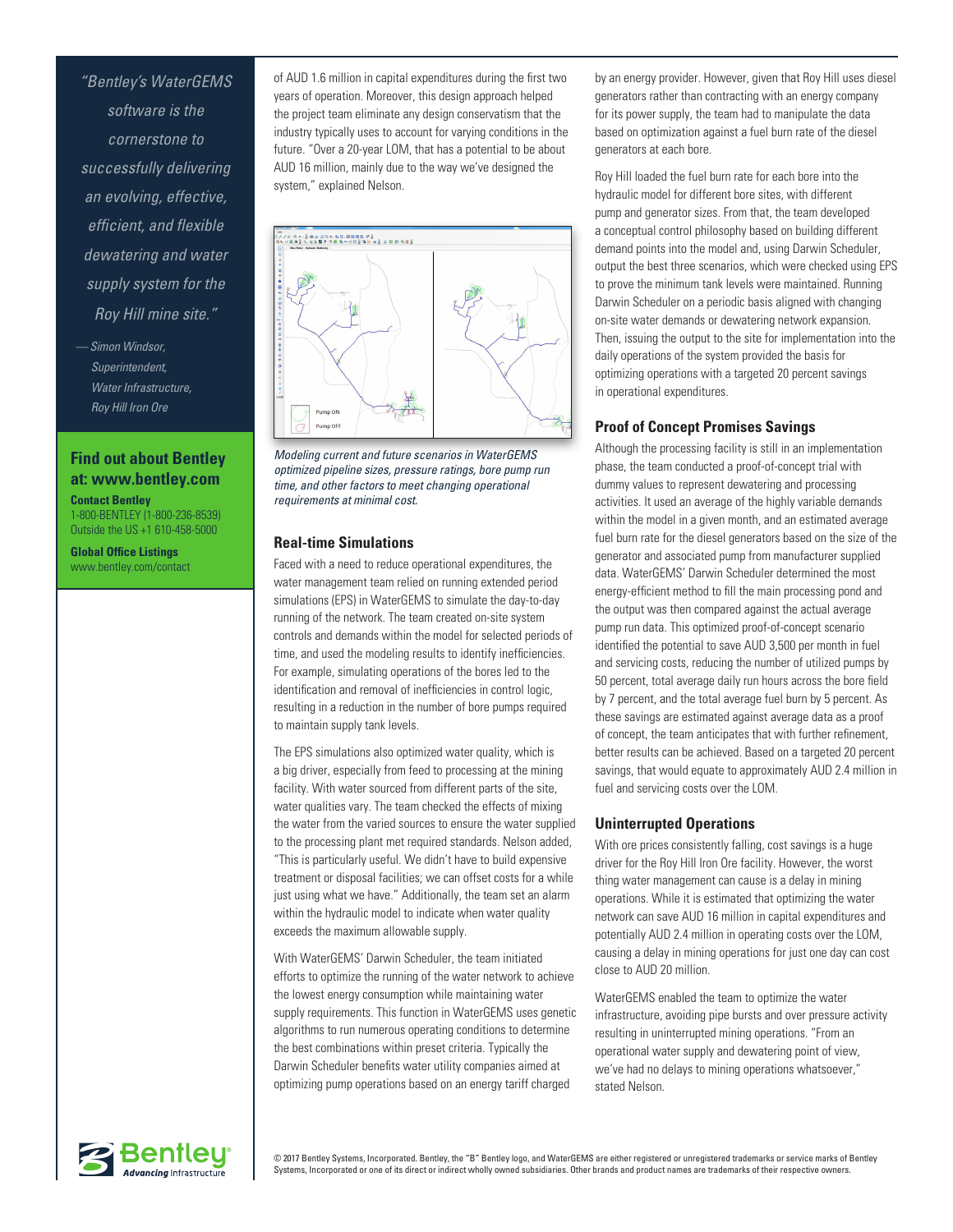*"Bentley's WaterGEMS software is the cornerstone to successfully delivering an evolving, effective, efficient, and flexible dewatering and water supply system for the Roy Hill mine site."*

*— Simon Windsor, Superintendent, Water Infrastructure, Roy Hill Iron Ore*

**Find out about Bentley at: www.bentley.com**

**Contact Bentley**
1-800-BENTLEY (1-800-236-8539)
Outside the US +1 610-458-5000

**Global Office Listings**
www.bentley.com/contact

of AUD 1.6 million in capital expenditures during the first two years of operation. Moreover, this design approach helped the project team eliminate any design conservatism that the industry typically uses to account for varying conditions in the future. "Over a 20-year LOM, that has a potential to be about AUD 16 million, mainly due to the way we've designed the system," explained Nelson.

Pump ON
Pump OFF

*Modeling current and future scenarios in WaterGEMS optimized pipeline sizes, pressure ratings, bore pump run time, and other factors to meet changing operational requirements at minimal cost.*

### Real-time Simulations

Faced with a need to reduce operational expenditures, the water management team relied on running extended period simulations (EPS) in WaterGEMS to simulate the day-to-day running of the network. The team created on-site system controls and demands within the model for selected periods of time, and used the modeling results to identify inefficiencies. For example, simulating operations of the bores led to the identification and removal of inefficiencies in control logic, resulting in a reduction in the number of bore pumps required to maintain supply tank levels.

The EPS simulations also optimized water quality, which is a big driver, especially from feed to processing at the mining facility. With water sourced from different parts of the site, water qualities vary. The team checked the effects of mixing the water from the varied sources to ensure the water supplied to the processing plant met required standards. Nelson added, "This is particularly useful. We didn't have to build expensive treatment or disposal facilities; we can offset costs for a while just using what we have." Additionally, the team set an alarm within the hydraulic model to indicate when water quality exceeds the maximum allowable supply.

With WaterGEMS' Darwin Scheduler, the team initiated efforts to optimize the running of the water network to achieve the lowest energy consumption while maintaining water supply requirements. This function in WaterGEMS uses genetic algorithms to run numerous operating conditions to determine the best combinations within preset criteria. Typically the Darwin Scheduler benefits water utility companies aimed at optimizing pump operations based on an energy tariff charged by an energy provider. However, given that Roy Hill uses diesel generators rather than contracting with an energy company for its power supply, the team had to manipulate the data based on optimization against a fuel burn rate of the diesel generators at each bore.

Roy Hill loaded the fuel burn rate for each bore into the hydraulic model for different bore sites, with different pump and generator sizes. From that, the team developed a conceptual control philosophy based on building different demand points into the model and, using Darwin Scheduler, output the best three scenarios, which were checked using EPS to prove the minimum tank levels were maintained. Running Darwin Scheduler on a periodic basis aligned with changing on-site water demands or dewatering network expansion. Then, issuing the output to the site for implementation into the daily operations of the system provided the basis for optimizing operations with a targeted 20 percent savings in operational expenditures.

### Proof of Concept Promises Savings

Although the processing facility is still in an implementation phase, the team conducted a proof-of-concept trial with dummy values to represent dewatering and processing activities. It used an average of the highly variable demands within the model in a given month, and an estimated average fuel burn rate for the diesel generators based on the size of the generator and associated pump from manufacturer supplied data. WaterGEMS' Darwin Scheduler determined the most energy-efficient method to fill the main processing pond and the output was then compared against the actual average pump run data. This optimized proof-of-concept scenario identified the potential to save AUD 3,500 per month in fuel and servicing costs, reducing the number of utilized pumps by 50 percent, total average daily run hours across the bore field by 7 percent, and the total average fuel burn by 5 percent. As these savings are estimated against average data as a proof of concept, the team anticipates that with further refinement, better results can be achieved. Based on a targeted 20 percent savings, that would equate to approximately AUD 2.4 million in fuel and servicing costs over the LOM.

### Uninterrupted Operations

With ore prices consistently falling, cost savings is a huge driver for the Roy Hill Iron Ore facility. However, the worst thing water management can cause is a delay in mining operations. While it is estimated that optimizing the water network can save AUD 16 million in capital expenditures and potentially AUD 2.4 million in operating costs over the LOM, causing a delay in mining operations for just one day can cost close to AUD 20 million.

WaterGEMS enabled the team to optimize the water infrastructure, avoiding pipe bursts and over pressure activity resulting in uninterrupted mining operations. "From an operational water supply and dewatering point of view, we've had no delays to mining operations whatsoever," stated Nelson.

© 2017 Bentley Systems, Incorporated. Bentley, the "B" Bentley logo, and WaterGEMS are either registered or unregistered trademarks or service marks of Bentley Systems, Incorporated or one of its direct or indirect wholly owned subsidiaries. Other brands and product names are trademarks of their respective owners.